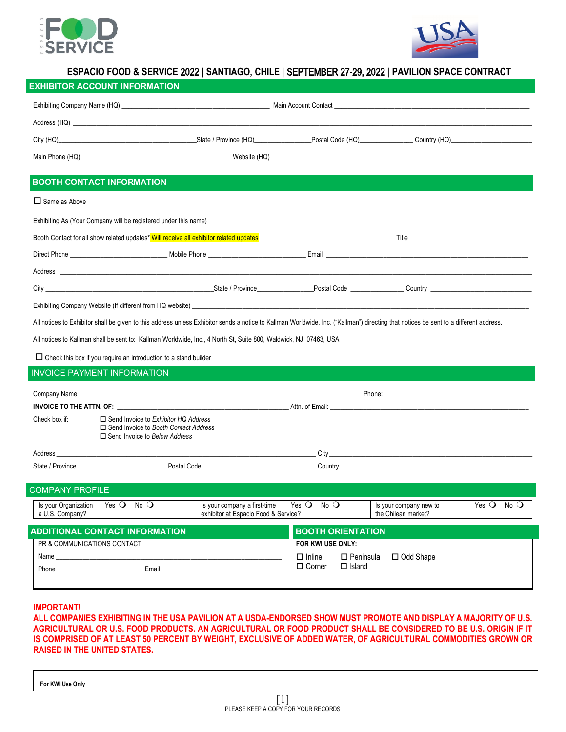# ESPACIO FOOD & SERVICE 2022 | SANTIAGO, CHILE | SEPTEMBER 27-29, 2022 | PAVILION SPACE CONTRACT

## EXHIBITOR ACCOUNT INFORMATION

Exhibiting Company Name (HQ) ________________________ Main Account Contact ________________________

Address (HQ) ________________________________________________

City (HQ)________________ State / Province (HQ)____________ Postal Code (HQ)____________ Country (HQ)________________

Main Phone (HQ) ________________________ Website (HQ)________________________

## BOOTH CONTACT INFORMATION

☐ Same as Above

Exhibiting As (Your Company will be registered under this name) ________________________________________________

Booth Contact for all show related updates* Will receive all exhibitor related updates________________________ Title ________________

Direct Phone ________________ Mobile Phone ________________ Email ________________________

Address ________________________________________________

City ________________________ State / Province____________ Postal Code ____________ Country ________________

Exhibiting Company Website (If different from HQ website) ________________________________________________

All notices to Exhibitor shall be given to this address unless Exhibitor sends a notice to Kallman Worldwide, Inc. ("Kallman") directing that notices be sent to a different address.

All notices to Kallman shall be sent to: Kallman Worldwide, Inc., 4 North St, Suite 800, Waldwick, NJ 07463, USA

☐ Check this box if you require an introduction to a stand builder

## INVOICE PAYMENT INFORMATION

Company Name ________________________________________________ Phone: ________________________

**INVOICE TO THE ATTN. OF:** ________________________ Attn. of Email: ________________________

Check box if:
- ☐ Send Invoice to *Exhibitor HQ Address*
- ☐ Send Invoice to *Booth Contact Address*
- ☐ Send Invoice to *Below Address*

Address ________________________________________________ City ________________________

State / Province________________ Postal Code ________________ Country________________________

## COMPANY PROFILE

| Is your Organization a U.S. Company? | Yes ○ No ○ | Is your company a first-time exhibitor at Espacio Food & Service? | Yes ○ No ○ | Is your company new to the Chilean market? | Yes ○ No ○ |
|---|---|---|---|---|---|

## ADDITIONAL CONTACT INFORMATION

PR & COMMUNICATIONS CONTACT

Name ________________________________________________

Phone ________________ Email ________________________

## BOOTH ORIENTATION

**FOR KWI USE ONLY:**

☐ Inline ☐ Peninsula ☐ Odd Shape
☐ Corner ☐ Island

**IMPORTANT!**

**ALL COMPANIES EXHIBITING IN THE USA PAVILION AT A USDA-ENDORSED SHOW MUST PROMOTE AND DISPLAY A MAJORITY OF U.S. AGRICULTURAL OR U.S. FOOD PRODUCTS. AN AGRICULTURAL OR FOOD PRODUCT SHALL BE CONSIDERED TO BE U.S. ORIGIN IF IT IS COMPRISED OF AT LEAST 50 PERCENT BY WEIGHT, EXCLUSIVE OF ADDED WATER, OF AGRICULTURAL COMMODITIES GROWN OR RAISED IN THE UNITED STATES.**

**For KWI Use Only** ________________________________________________

PLEASE KEEP A COPY FOR YOUR RECORDS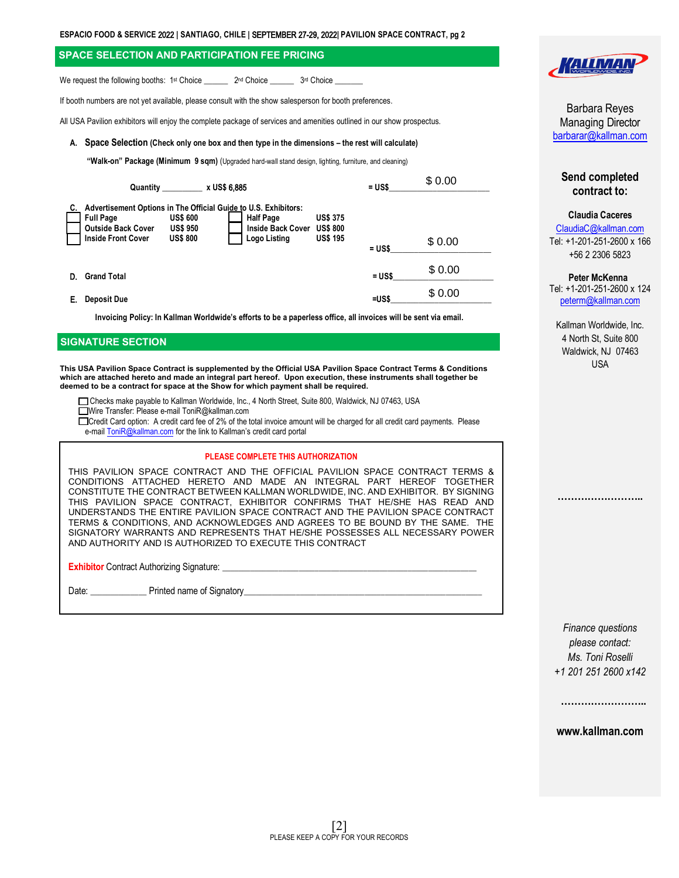## SPACE SELECTION AND PARTICIPATION FEE PRICING

We request the following booths: 1st Choice ______ 2nd Choice ______ 3rd Choice _______

If booth numbers are not yet available, please consult with the show salesperson for booth preferences.

All USA Pavilion exhibitors will enjoy the complete package of services and amenities outlined in our show prospectus.

**A. Space Selection (Check only one box and then type in the dimensions – the rest will calculate)**

**"Walk-on" Package (Minimum 9 sqm)** (Upgraded hard-wall stand design, lighting, furniture, and cleaning)

**Quantity _________ x US$ 6,885** **= US$** $ 0.00

**C. Advertisement Options in The Official Guide to U.S. Exhibitors:**

| | | | |
|---|---|---|---|
| ☐ **Full Page** | **US$ 600** | ☐ **Half Page** | **US$ 375** |
| ☐ **Outside Back Cover** | **US$ 950** | ☐ **Inside Back Cover** | **US$ 800** |
| ☐ **Inside Front Cover** | **US$ 800** | ☐ **Logo Listing** | **US$ 195** |

**= US$** $ 0.00

**D. Grand Total** **= US$** $ 0.00

**E. Deposit Due** **=US$** $ 0.00

**Invoicing Policy: In Kallman Worldwide's efforts to be a paperless office, all invoices will be sent via email.**

## SIGNATURE SECTION

**This USA Pavilion Space Contract is supplemented by the Official USA Pavilion Space Contract Terms & Conditions which are attached hereto and made an integral part hereof. Upon execution, these instruments shall together be deemed to be a contract for space at the Show for which payment shall be required.**

- ☐ Checks make payable to Kallman Worldwide, Inc., 4 North Street, Suite 800, Waldwick, NJ 07463, USA
- ☐ Wire Transfer: Please e-mail ToniR@kallman.com
- ☐ Credit Card option: A credit card fee of 2% of the total invoice amount will be charged for all credit card payments. Please e-mail ToniR@kallman.com for the link to Kallman's credit card portal

**PLEASE COMPLETE THIS AUTHORIZATION**

THIS PAVILION SPACE CONTRACT AND THE OFFICIAL PAVILION SPACE CONTRACT TERMS & CONDITIONS ATTACHED HERETO AND MADE AN INTEGRAL PART HEREOF TOGETHER CONSTITUTE THE CONTRACT BETWEEN KALLMAN WORLDWIDE, INC. AND EXHIBITOR. BY SIGNING THIS PAVILION SPACE CONTRACT, EXHIBITOR CONFIRMS THAT HE/SHE HAS READ AND UNDERSTANDS THE ENTIRE PAVILION SPACE CONTRACT AND THE PAVILION SPACE CONTRACT TERMS & CONDITIONS, AND ACKNOWLEDGES AND AGREES TO BE BOUND BY THE SAME. THE SIGNATORY WARRANTS AND REPRESENTS THAT HE/SHE POSSESSES ALL NECESSARY POWER AND AUTHORITY AND IS AUTHORIZED TO EXECUTE THIS CONTRACT

Exhibitor Contract Authorizing Signature: ________________________________________________

Date: ___________ Printed name of Signatory________________________________________________

---

KALLMAN WORLDWIDE, INC.

Barbara Reyes
Managing Director
barbarar@kallman.com

**Send completed contract to:**

**Claudia Caceres**
ClaudiaC@kallman.com
Tel: +1-201-251-2600 x 166
+56 2 2306 5823

**Peter McKenna**
Tel: +1-201-251-2600 x 124
peterm@kallman.com

Kallman Worldwide, Inc.
4 North St, Suite 800
Waldwick, NJ 07463
USA

*Finance questions please contact:*
*Ms. Toni Roselli*
*+1 201 251 2600 x142*

**www.kallman.com**

PLEASE KEEP A COPY FOR YOUR RECORDS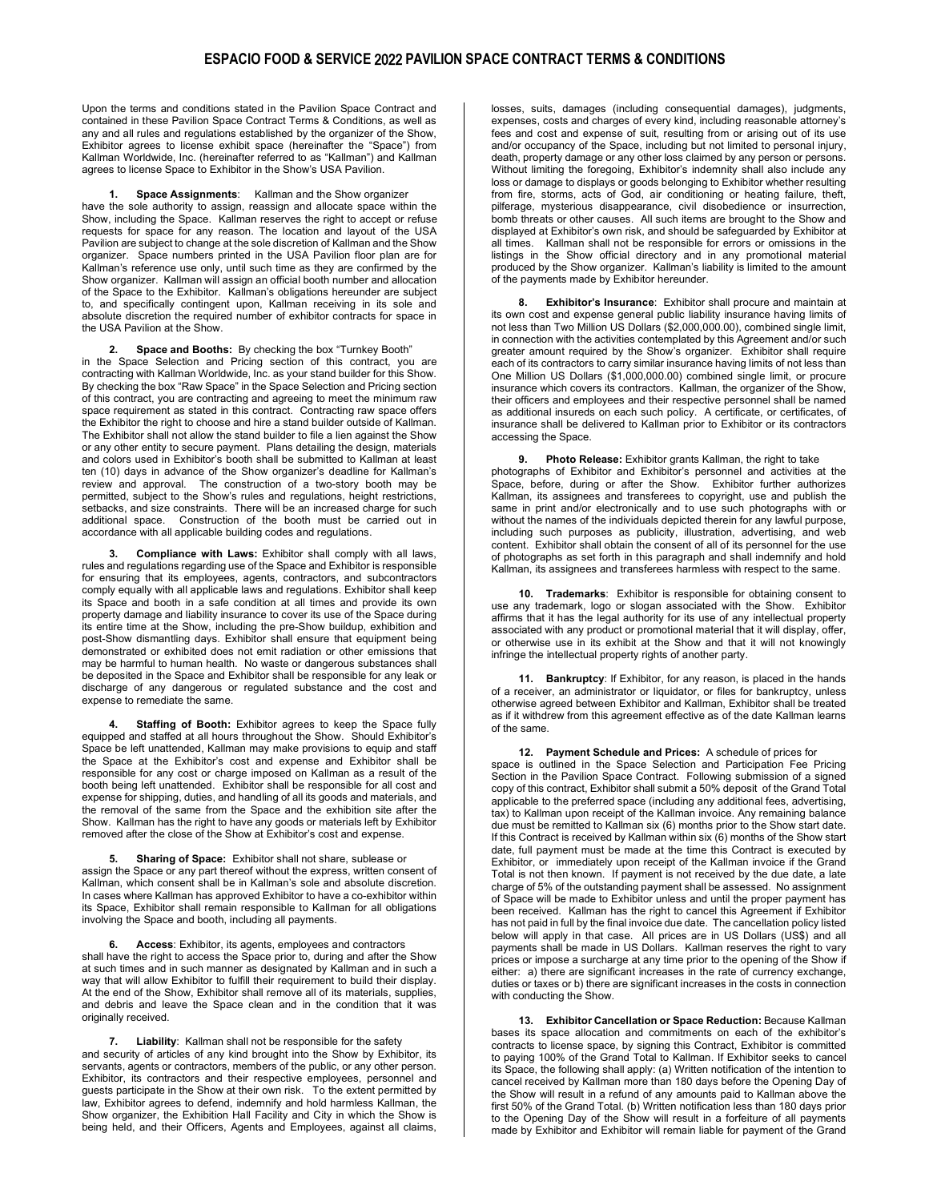# ESPACIO FOOD & SERVICE 2022 PAVILION SPACE CONTRACT TERMS & CONDITIONS

Upon the terms and conditions stated in the Pavilion Space Contract and contained in these Pavilion Space Contract Terms & Conditions, as well as any and all rules and regulations established by the organizer of the Show, Exhibitor agrees to license exhibit space (hereinafter the "Space") from Kallman Worldwide, Inc. (hereinafter referred to as "Kallman") and Kallman agrees to license Space to Exhibitor in the Show's USA Pavilion.

**1. Space Assignments**: Kallman and the Show organizer have the sole authority to assign, reassign and allocate space within the Show, including the Space. Kallman reserves the right to accept or refuse requests for space for any reason. The location and layout of the USA Pavilion are subject to change at the sole discretion of Kallman and the Show organizer. Space numbers printed in the USA Pavilion floor plan are for Kallman's reference use only, until such time as they are confirmed by the Show organizer. Kallman will assign an official booth number and allocation of the Space to the Exhibitor. Kallman's obligations hereunder are subject to, and specifically contingent upon, Kallman receiving in its sole and absolute discretion the required number of exhibitor contracts for space in the USA Pavilion at the Show.

**2. Space and Booths:** By checking the box "Turnkey Booth" in the Space Selection and Pricing section of this contract, you are contracting with Kallman Worldwide, Inc. as your stand builder for this Show. By checking the box "Raw Space" in the Space Selection and Pricing section of this contract, you are contracting and agreeing to meet the minimum raw space requirement as stated in this contract. Contracting raw space offers the Exhibitor the right to choose and hire a stand builder outside of Kallman. The Exhibitor shall not allow the stand builder to file a lien against the Show or any other entity to secure payment. Plans detailing the design, materials and colors used in Exhibitor's booth shall be submitted to Kallman at least ten (10) days in advance of the Show organizer's deadline for Kallman's review and approval. The construction of a two-story booth may be permitted, subject to the Show's rules and regulations, height restrictions, setbacks, and size constraints. There will be an increased charge for such additional space. Construction of the booth must be carried out in accordance with all applicable building codes and regulations.

**3. Compliance with Laws:** Exhibitor shall comply with all laws, rules and regulations regarding use of the Space and Exhibitor is responsible for ensuring that its employees, agents, contractors, and subcontractors comply equally with all applicable laws and regulations. Exhibitor shall keep its Space and booth in a safe condition at all times and provide its own property damage and liability insurance to cover its use of the Space during its entire time at the Show, including the pre-Show buildup, exhibition and post-Show dismantling days. Exhibitor shall ensure that equipment being demonstrated or exhibited does not emit radiation or other emissions that may be harmful to human health. No waste or dangerous substances shall be deposited in the Space and Exhibitor shall be responsible for any leak or discharge of any dangerous or regulated substance and the cost and expense to remediate the same.

**4. Staffing of Booth:** Exhibitor agrees to keep the Space fully equipped and staffed at all hours throughout the Show. Should Exhibitor's Space be left unattended, Kallman may make provisions to equip and staff the Space at the Exhibitor's cost and expense and Exhibitor shall be responsible for any cost or charge imposed on Kallman as a result of the booth being left unattended. Exhibitor shall be responsible for all cost and expense for shipping, duties, and handling of all its goods and materials, and the removal of the same from the Space and the exhibition site after the Show. Kallman has the right to have any goods or materials left by Exhibitor removed after the close of the Show at Exhibitor's cost and expense.

**5. Sharing of Space:** Exhibitor shall not share, sublease or assign the Space or any part thereof without the express, written consent of Kallman, which consent shall be in Kallman's sole and absolute discretion. In cases where Kallman has approved Exhibitor to have a co-exhibitor within its Space, Exhibitor shall remain responsible to Kallman for all obligations involving the Space and booth, including all payments.

**6. Access**: Exhibitor, its agents, employees and contractors shall have the right to access the Space prior to, during and after the Show at such times and in such manner as designated by Kallman and in such a way that will allow Exhibitor to fulfill their requirement to build their display. At the end of the Show, Exhibitor shall remove all of its materials, supplies, and debris and leave the Space clean and in the condition that it was originally received.

**7. Liability**: Kallman shall not be responsible for the safety and security of articles of any kind brought into the Show by Exhibitor, its servants, agents or contractors, members of the public, or any other person. Exhibitor, its contractors and their respective employees, personnel and guests participate in the Show at their own risk. To the extent permitted by law, Exhibitor agrees to defend, indemnify and hold harmless Kallman, the Show organizer, the Exhibition Hall Facility and City in which the Show is being held, and their Officers, Agents and Employees, against all claims, losses, suits, damages (including consequential damages), judgments, expenses, costs and charges of every kind, including reasonable attorney's fees and cost and expense of suit, resulting from or arising out of its use and/or occupancy of the Space, including but not limited to personal injury, death, property damage or any other loss claimed by any person or persons. Without limiting the foregoing, Exhibitor's indemnity shall also include any loss or damage to displays or goods belonging to Exhibitor whether resulting from fire, storms, acts of God, air conditioning or heating failure, theft, pilferage, mysterious disappearance, civil disobedience or insurrection, bomb threats or other causes. All such items are brought to the Show and displayed at Exhibitor's own risk, and should be safeguarded by Exhibitor at all times. Kallman shall not be responsible for errors or omissions in the listings in the Show official directory and in any promotional material produced by the Show organizer. Kallman's liability is limited to the amount of the payments made by Exhibitor hereunder.

**8. Exhibitor's Insurance**: Exhibitor shall procure and maintain at its own cost and expense general public liability insurance having limits of not less than Two Million US Dollars ($2,000,000.00), combined single limit, in connection with the activities contemplated by this Agreement and/or such greater amount required by the Show's organizer. Exhibitor shall require each of its contractors to carry similar insurance having limits of not less than One Million US Dollars ($1,000,000.00) combined single limit, or procure insurance which covers its contractors. Kallman, the organizer of the Show, their officers and employees and their respective personnel shall be named as additional insureds on each such policy. A certificate, or certificates, of insurance shall be delivered to Kallman prior to Exhibitor or its contractors accessing the Space.

**9. Photo Release:** Exhibitor grants Kallman, the right to take photographs of Exhibitor and Exhibitor's personnel and activities at the Space, before, during or after the Show. Exhibitor further authorizes Kallman, its assignees and transferees to copyright, use and publish the same in print and/or electronically and to use such photographs with or without the names of the individuals depicted therein for any lawful purpose, including such purposes as publicity, illustration, advertising, and web content. Exhibitor shall obtain the consent of all of its personnel for the use of photographs as set forth in this paragraph and shall indemnify and hold Kallman, its assignees and transferees harmless with respect to the same.

**10. Trademarks**: Exhibitor is responsible for obtaining consent to use any trademark, logo or slogan associated with the Show. Exhibitor affirms that it has the legal authority for its use of any intellectual property associated with any product or promotional material that it will display, offer, or otherwise use in its exhibit at the Show and that it will not knowingly infringe the intellectual property rights of another party.

**11. Bankruptcy**: If Exhibitor, for any reason, is placed in the hands of a receiver, an administrator or liquidator, or files for bankruptcy, unless otherwise agreed between Exhibitor and Kallman, Exhibitor shall be treated as if it withdrew from this agreement effective as of the date Kallman learns of the same.

**12. Payment Schedule and Prices:** A schedule of prices for space is outlined in the Space Selection and Participation Fee Pricing Section in the Pavilion Space Contract. Following submission of a signed copy of this contract, Exhibitor shall submit a 50% deposit of the Grand Total applicable to the preferred space (including any additional fees, advertising, tax) to Kallman upon receipt of the Kallman invoice. Any remaining balance due must be remitted to Kallman six (6) months prior to the Show start date. If this Contract is received by Kallman within six (6) months of the Show start date, full payment must be made at the time this Contract is executed by Exhibitor, or immediately upon receipt of the Kallman invoice if the Grand Total is not then known. If payment is not received by the due date, a late charge of 5% of the outstanding payment shall be assessed. No assignment of Space will be made to Exhibitor unless and until the proper payment has been received. Kallman has the right to cancel this Agreement if Exhibitor has not paid in full by the final invoice due date. The cancellation policy listed below will apply in that case. All prices are in US Dollars (US$) and all payments shall be made in US Dollars. Kallman reserves the right to vary prices or impose a surcharge at any time prior to the opening of the Show if either: a) there are significant increases in the rate of currency exchange, duties or taxes or b) there are significant increases in the costs in connection with conducting the Show.

**13. Exhibitor Cancellation or Space Reduction:** Because Kallman bases its space allocation and commitments on each of the exhibitor's contracts to license space, by signing this Contract, Exhibitor is committed to paying 100% of the Grand Total to Kallman. If Exhibitor seeks to cancel its Space, the following shall apply: (a) Written notification of the intention to cancel received by Kallman more than 180 days before the Opening Day of the Show will result in a refund of any amounts paid to Kallman above the first 50% of the Grand Total. (b) Written notification less than 180 days prior to the Opening Day of the Show will result in a forfeiture of all payments made by Exhibitor and Exhibitor will remain liable for payment of the Grand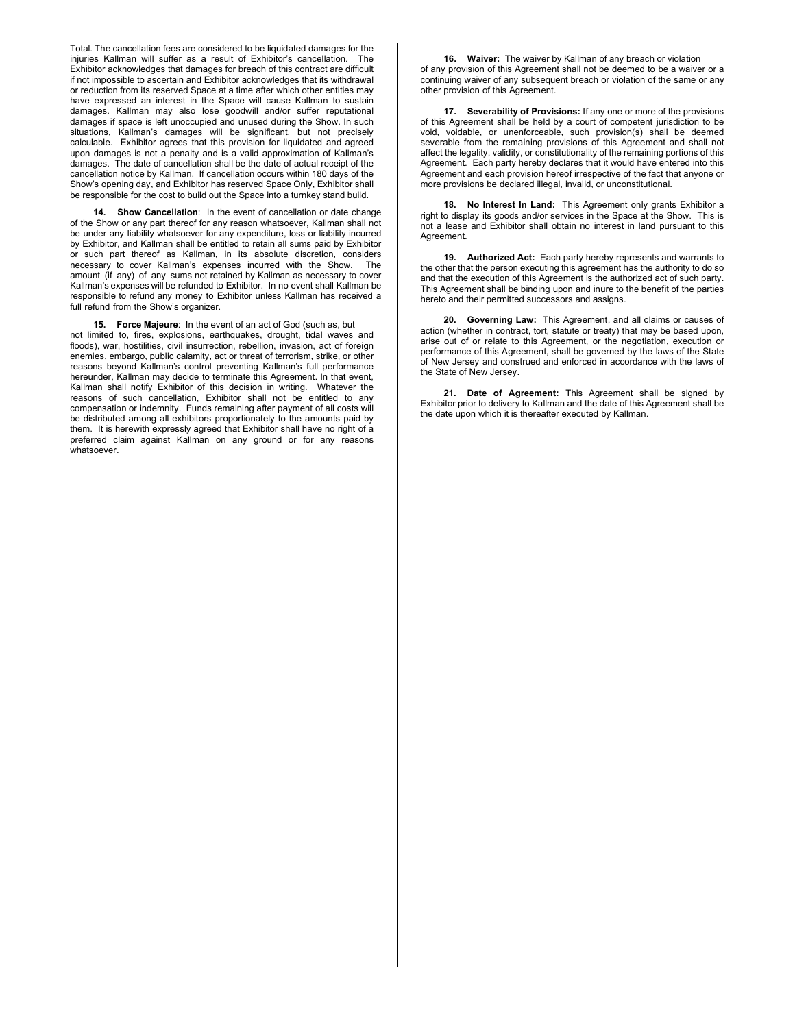Total. The cancellation fees are considered to be liquidated damages for the injuries Kallman will suffer as a result of Exhibitor's cancellation. The Exhibitor acknowledges that damages for breach of this contract are difficult if not impossible to ascertain and Exhibitor acknowledges that its withdrawal or reduction from its reserved Space at a time after which other entities may have expressed an interest in the Space will cause Kallman to sustain damages. Kallman may also lose goodwill and/or suffer reputational damages if space is left unoccupied and unused during the Show. In such situations, Kallman's damages will be significant, but not precisely calculable. Exhibitor agrees that this provision for liquidated and agreed upon damages is not a penalty and is a valid approximation of Kallman's damages. The date of cancellation shall be the date of actual receipt of the cancellation notice by Kallman. If cancellation occurs within 180 days of the Show's opening day, and Exhibitor has reserved Space Only, Exhibitor shall be responsible for the cost to build out the Space into a turnkey stand build.

**14. Show Cancellation**: In the event of cancellation or date change of the Show or any part thereof for any reason whatsoever, Kallman shall not be under any liability whatsoever for any expenditure, loss or liability incurred by Exhibitor, and Kallman shall be entitled to retain all sums paid by Exhibitor or such part thereof as Kallman, in its absolute discretion, considers necessary to cover Kallman's expenses incurred with the Show. The amount (if any) of any sums not retained by Kallman as necessary to cover Kallman's expenses will be refunded to Exhibitor. In no event shall Kallman be responsible to refund any money to Exhibitor unless Kallman has received a full refund from the Show's organizer.

**15. Force Majeure**: In the event of an act of God (such as, but not limited to, fires, explosions, earthquakes, drought, tidal waves and floods), war, hostilities, civil insurrection, rebellion, invasion, act of foreign enemies, embargo, public calamity, act or threat of terrorism, strike, or other reasons beyond Kallman's control preventing Kallman's full performance hereunder, Kallman may decide to terminate this Agreement. In that event, Kallman shall notify Exhibitor of this decision in writing. Whatever the reasons of such cancellation, Exhibitor shall not be entitled to any compensation or indemnity. Funds remaining after payment of all costs will be distributed among all exhibitors proportionately to the amounts paid by them. It is herewith expressly agreed that Exhibitor shall have no right of a preferred claim against Kallman on any ground or for any reasons whatsoever.

**16. Waiver:** The waiver by Kallman of any breach or violation of any provision of this Agreement shall not be deemed to be a waiver or a continuing waiver of any subsequent breach or violation of the same or any other provision of this Agreement.

**17. Severability of Provisions:** If any one or more of the provisions of this Agreement shall be held by a court of competent jurisdiction to be void, voidable, or unenforceable, such provision(s) shall be deemed severable from the remaining provisions of this Agreement and shall not affect the legality, validity, or constitutionality of the remaining portions of this Agreement. Each party hereby declares that it would have entered into this Agreement and each provision hereof irrespective of the fact that anyone or more provisions be declared illegal, invalid, or unconstitutional.

**18. No Interest In Land:** This Agreement only grants Exhibitor a right to display its goods and/or services in the Space at the Show. This is not a lease and Exhibitor shall obtain no interest in land pursuant to this Agreement.

**19. Authorized Act:** Each party hereby represents and warrants to the other that the person executing this agreement has the authority to do so and that the execution of this Agreement is the authorized act of such party. This Agreement shall be binding upon and inure to the benefit of the parties hereto and their permitted successors and assigns.

**20. Governing Law:** This Agreement, and all claims or causes of action (whether in contract, tort, statute or treaty) that may be based upon, arise out of or relate to this Agreement, or the negotiation, execution or performance of this Agreement, shall be governed by the laws of the State of New Jersey and construed and enforced in accordance with the laws of the State of New Jersey.

**21. Date of Agreement:** This Agreement shall be signed by Exhibitor prior to delivery to Kallman and the date of this Agreement shall be the date upon which it is thereafter executed by Kallman.